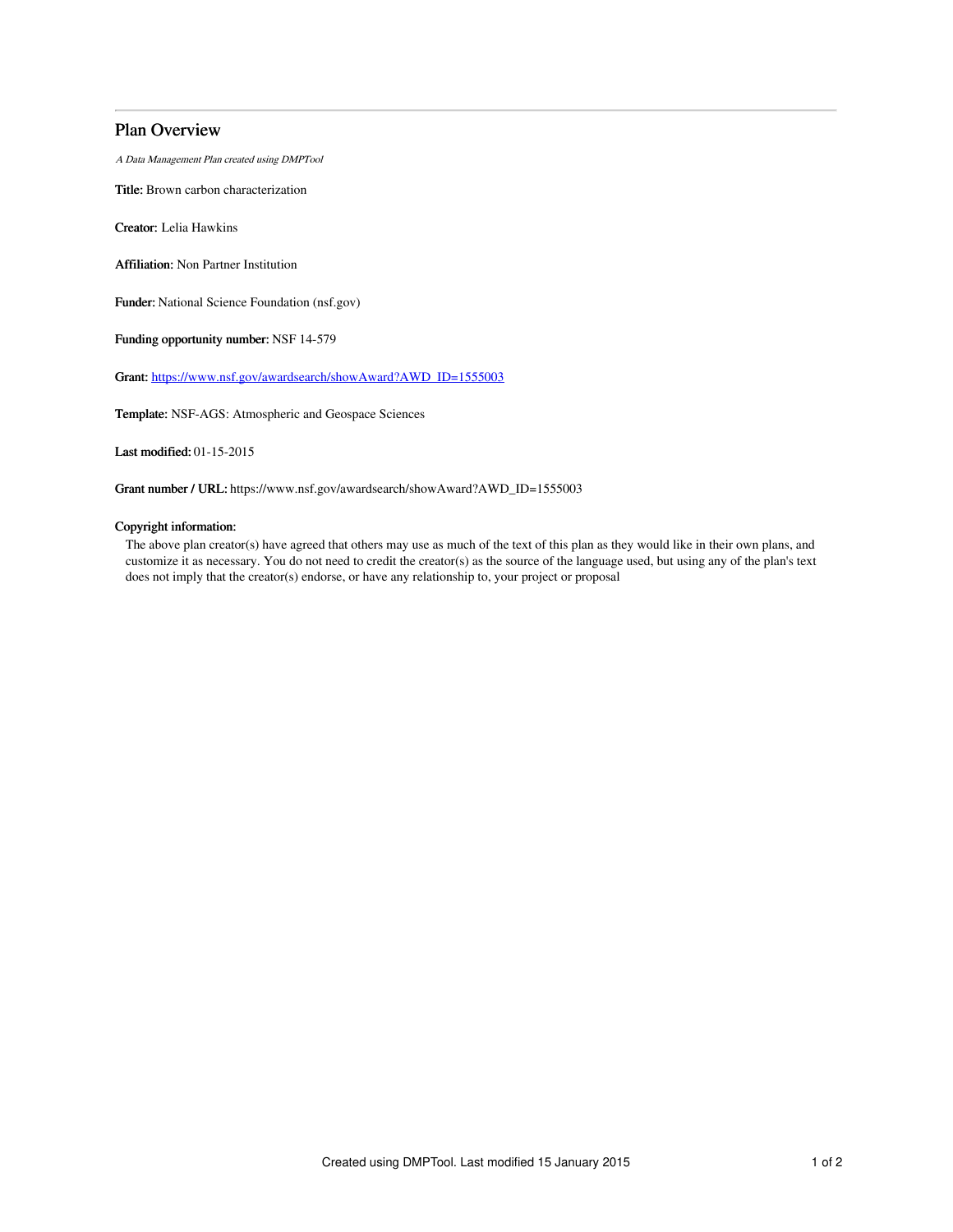# Plan Overview

*A Data Management Plan created using DMPTool*

**Title:** Brown carbon characterization

**Creator:** Lelia Hawkins

**Affiliation:** Non Partner Institution

**Funder:** National Science Foundation (nsf.gov)

**Funding opportunity number:** NSF 14-579

**Grant:** https://www.nsf.gov/awardsearch/showAward?AWD_ID=1555003

**Template:** NSF-AGS: Atmospheric and Geospace Sciences

**Last modified:** 01-15-2015

**Grant number / URL:** https://www.nsf.gov/awardsearch/showAward?AWD_ID=1555003

**Copyright information:**

The above plan creator(s) have agreed that others may use as much of the text of this plan as they would like in their own plans, and customize it as necessary. You do not need to credit the creator(s) as the source of the language used, but using any of the plan's text does not imply that the creator(s) endorse, or have any relationship to, your project or proposal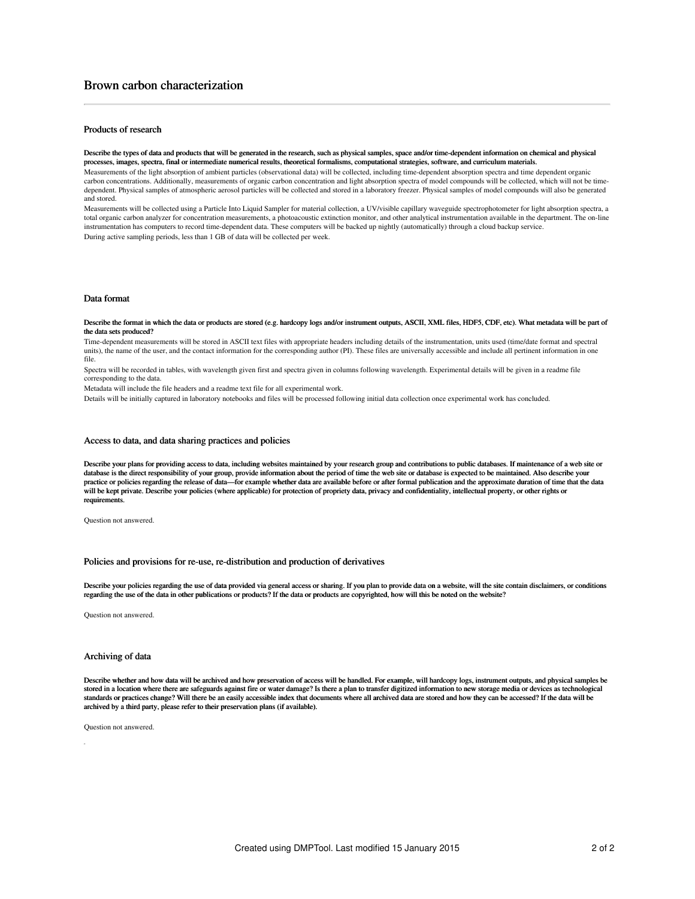# Brown carbon characterization

## Products of research

**Describe the types of data and products that will be generated in the research, such as physical samples, space and/or time-dependent information on chemical and physical processes, images, spectra, final or intermediate numerical results, theoretical formalisms, computational strategies, software, and curriculum materials.**

Measurements of the light absorption of ambient particles (observational data) will be collected, including time-dependent absorption spectra and time dependent organic carbon concentrations. Additionally, measurements of organic carbon concentration and light absorption spectra of model compounds will be collected, which will not be time-dependent. Physical samples of atmospheric aerosol particles will be collected and stored in a laboratory freezer. Physical samples of model compounds will also be generated and stored.

Measurements will be collected using a Particle Into Liquid Sampler for material collection, a UV/visible capillary waveguide spectrophotometer for light absorption spectra, a total organic carbon analyzer for concentration measurements, a photoacoustic extinction monitor, and other analytical instrumentation available in the department. The on-line instrumentation has computers to record time-dependent data. These computers will be backed up nightly (automatically) through a cloud backup service.

During active sampling periods, less than 1 GB of data will be collected per week.

## Data format

**Describe the format in which the data or products are stored (e.g. hardcopy logs and/or instrument outputs, ASCII, XML files, HDF5, CDF, etc). What metadata will be part of the data sets produced?**

Time-dependent measurements will be stored in ASCII text files with appropriate headers including details of the instrumentation, units used (time/date format and spectral units), the name of the user, and the contact information for the corresponding author (PI). These files are universally accessible and include all pertinent information in one file.

Spectra will be recorded in tables, with wavelength given first and spectra given in columns following wavelength. Experimental details will be given in a readme file corresponding to the data.

Metadata will include the file headers and a readme text file for all experimental work.

Details will be initially captured in laboratory notebooks and files will be processed following initial data collection once experimental work has concluded.

## Access to data, and data sharing practices and policies

**Describe your plans for providing access to data, including websites maintained by your research group and contributions to public databases. If maintenance of a web site or database is the direct responsibility of your group, provide information about the period of time the web site or database is expected to be maintained. Also describe your practice or policies regarding the release of data—for example whether data are available before or after formal publication and the approximate duration of time that the data will be kept private. Describe your policies (where applicable) for protection of propriety data, privacy and confidentiality, intellectual property, or other rights or requirements.**

Question not answered.

## Policies and provisions for re-use, re-distribution and production of derivatives

**Describe your policies regarding the use of data provided via general access or sharing. If you plan to provide data on a website, will the site contain disclaimers, or conditions regarding the use of the data in other publications or products? If the data or products are copyrighted, how will this be noted on the website?**

Question not answered.

## Archiving of data

**Describe whether and how data will be archived and how preservation of access will be handled. For example, will hardcopy logs, instrument outputs, and physical samples be stored in a location where there are safeguards against fire or water damage? Is there a plan to transfer digitized information to new storage media or devices as technological standards or practices change? Will there be an easily accessible index that documents where all archived data are stored and how they can be accessed? If the data will be archived by a third party, please refer to their preservation plans (if available).**

Question not answered.

Created using DMPTool. Last modified 15 January 2015